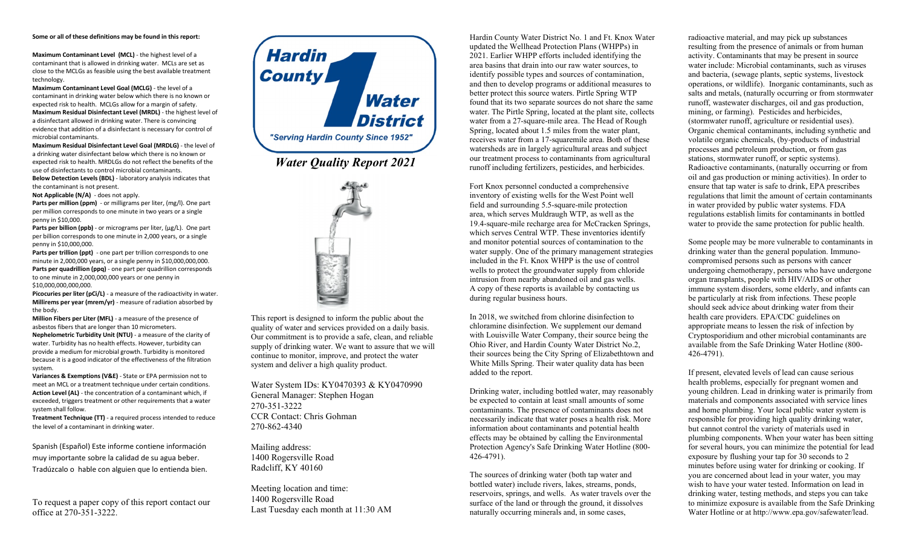**Some or all of these definitions may be found in this report:**

**Maximum Contaminant Level (MCL)** - the highest level of a contaminant that is allowed in drinking water. MCLs are set as close to the MCLGs as feasible using the best available treatment technology.

**Maximum Contaminant Level Goal (MCLG)** - the level of a contaminant in drinking water below which there is no known or expected risk to health. MCLGs allow for a margin of safety.

**Maximum Residual Disinfectant Level (MRDL)** - the highest level of a disinfectant allowed in drinking water. There is convincing evidence that addition of a disinfectant is necessary for control of microbial contaminants.

**Maximum Residual Disinfectant Level Goal (MRDLG)** - the level of a drinking water disinfectant below which there is no known or expected risk to health. MRDLGs do not reflect the benefits of the use of disinfectants to control microbial contaminants.

**Below Detection Levels (BDL)** - laboratory analysis indicates that the contaminant is not present.

**Not Applicable (N/A)** - does not apply.

**Parts per million (ppm)** - or milligrams per liter, (mg/l). One part per million corresponds to one minute in two years or a single penny in $10,000.

**Parts per billion (ppb)** - or micrograms per liter, (µg/L). One part per billion corresponds to one minute in 2,000 years, or a single penny in $10,000,000.

**Parts per trillion (ppt)** - one part per trillion corresponds to one minute in 2,000,000 years, or a single penny in $10,000,000,000.

**Parts per quadrillion (ppq)** - one part per quadrillion corresponds to one minute in 2,000,000,000 years or one penny in $10,000,000,000,000.

**Picocuries per liter (pCi/L)** - a measure of the radioactivity in water.

**Millirems per year (mrem/yr)** - measure of radiation absorbed by the body.

**Million Fibers per Liter (MFL)** - a measure of the presence of asbestos fibers that are longer than 10 micrometers.

**Nephelometric Turbidity Unit (NTU)** - a measure of the clarity of water. Turbidity has no health effects. However, turbidity can provide a medium for microbial growth. Turbidity is monitored because it is a good indicator of the effectiveness of the filtration system.

**Variances & Exemptions (V&E)** - State or EPA permission not to meet an MCL or a treatment technique under certain conditions.

**Action Level (AL)** - the concentration of a contaminant which, if exceeded, triggers treatment or other requirements that a water system shall follow.

**Treatment Technique (TT)** - a required process intended to reduce the level of a contaminant in drinking water.

Spanish (Español) Este informe contiene información muy importante sobre la calidad de su agua beber. Tradúzcalo o hable con alguien que lo entienda bien.

To request a paper copy of this report contact our office at 270-351-3222.

# Hardin County Water District No. 1

"Serving Hardin County Since 1952"

## *Water Quality Report 2021*

This report is designed to inform the public about the quality of water and services provided on a daily basis. Our commitment is to provide a safe, clean, and reliable supply of drinking water. We want to assure that we will continue to monitor, improve, and protect the water system and deliver a high quality product.

Water System IDs: KY0470393 & KY0470990
General Manager: Stephen Hogan
270-351-3222
CCR Contact: Chris Gohman
270-862-4340

Mailing address:
1400 Rogersville Road
Radcliff, KY 40160

Meeting location and time:
1400 Rogersville Road
Last Tuesday each month at 11:30 AM

Hardin County Water District No. 1 and Ft. Knox Water updated the Wellhead Protection Plans (WHPPs) in 2021. Earlier WHPP efforts included identifying the area basins that drain into our raw water sources, to identify possible types and sources of contamination, and then to develop programs or additional measures to better protect this source waters. Pirtle Spring WTP found that its two separate sources do not share the same water. The Pirtle Spring, located at the plant site, collects water from a 27-square-mile area. The Head of Rough Spring, located about 1.5 miles from the water plant, receives water from a 17-squaremile area. Both of these watersheds are in largely agricultural areas and subject our treatment process to contaminants from agricultural runoff including fertilizers, pesticides, and herbicides.

Fort Knox personnel conducted a comprehensive inventory of existing wells for the West Point well field and surrounding 5.5-square-mile protection area, which serves Muldraugh WTP, as well as the 19.4-square-mile recharge area for McCracken Springs, which serves Central WTP. These inventories identify and monitor potential sources of contamination to the water supply. One of the primary management strategies included in the Ft. Knox WHPP is the use of control wells to protect the groundwater supply from chloride intrusion from nearby abandoned oil and gas wells. A copy of these reports is available by contacting us during regular business hours.

In 2018, we switched from chlorine disinfection to chloramine disinfection. We supplement our demand with Louisville Water Company, their source being the Ohio River, and Hardin County Water District No.2, their sources being the City Spring of Elizabethtown and White Mills Spring. Their water quality data has been added to the report.

Drinking water, including bottled water, may reasonably be expected to contain at least small amounts of some contaminants. The presence of contaminants does not necessarily indicate that water poses a health risk. More information about contaminants and potential health effects may be obtained by calling the Environmental Protection Agency's Safe Drinking Water Hotline (800-426-4791).

The sources of drinking water (both tap water and bottled water) include rivers, lakes, streams, ponds, reservoirs, springs, and wells. As water travels over the surface of the land or through the ground, it dissolves naturally occurring minerals and, in some cases, radioactive material, and may pick up substances resulting from the presence of animals or from human activity. Contaminants that may be present in source water include: Microbial contaminants, such as viruses and bacteria, (sewage plants, septic systems, livestock operations, or wildlife). Inorganic contaminants, such as salts and metals, (naturally occurring or from stormwater runoff, wastewater discharges, oil and gas production, mining, or farming). Pesticides and herbicides, (stormwater runoff, agriculture or residential uses). Organic chemical contaminants, including synthetic and volatile organic chemicals, (by-products of industrial processes and petroleum production, or from gas stations, stormwater runoff, or septic systems). Radioactive contaminants, (naturally occurring or from oil and gas production or mining activities). In order to ensure that tap water is safe to drink, EPA prescribes regulations that limit the amount of certain contaminants in water provided by public water systems. FDA regulations establish limits for contaminants in bottled water to provide the same protection for public health.

Some people may be more vulnerable to contaminants in drinking water than the general population. Immuno-compromised persons such as persons with cancer undergoing chemotherapy, persons who have undergone organ transplants, people with HIV/AIDS or other immune system disorders, some elderly, and infants can be particularly at risk from infections. These people should seek advice about drinking water from their health care providers. EPA/CDC guidelines on appropriate means to lessen the risk of infection by Cryptosporidium and other microbial contaminants are available from the Safe Drinking Water Hotline (800-426-4791).

If present, elevated levels of lead can cause serious health problems, especially for pregnant women and young children. Lead in drinking water is primarily from materials and components associated with service lines and home plumbing. Your local public water system is responsible for providing high quality drinking water, but cannot control the variety of materials used in plumbing components. When your water has been sitting for several hours, you can minimize the potential for lead exposure by flushing your tap for 30 seconds to 2 minutes before using water for drinking or cooking. If you are concerned about lead in your water, you may wish to have your water tested. Information on lead in drinking water, testing methods, and steps you can take to minimize exposure is available from the Safe Drinking Water Hotline or at http://www.epa.gov/safewater/lead.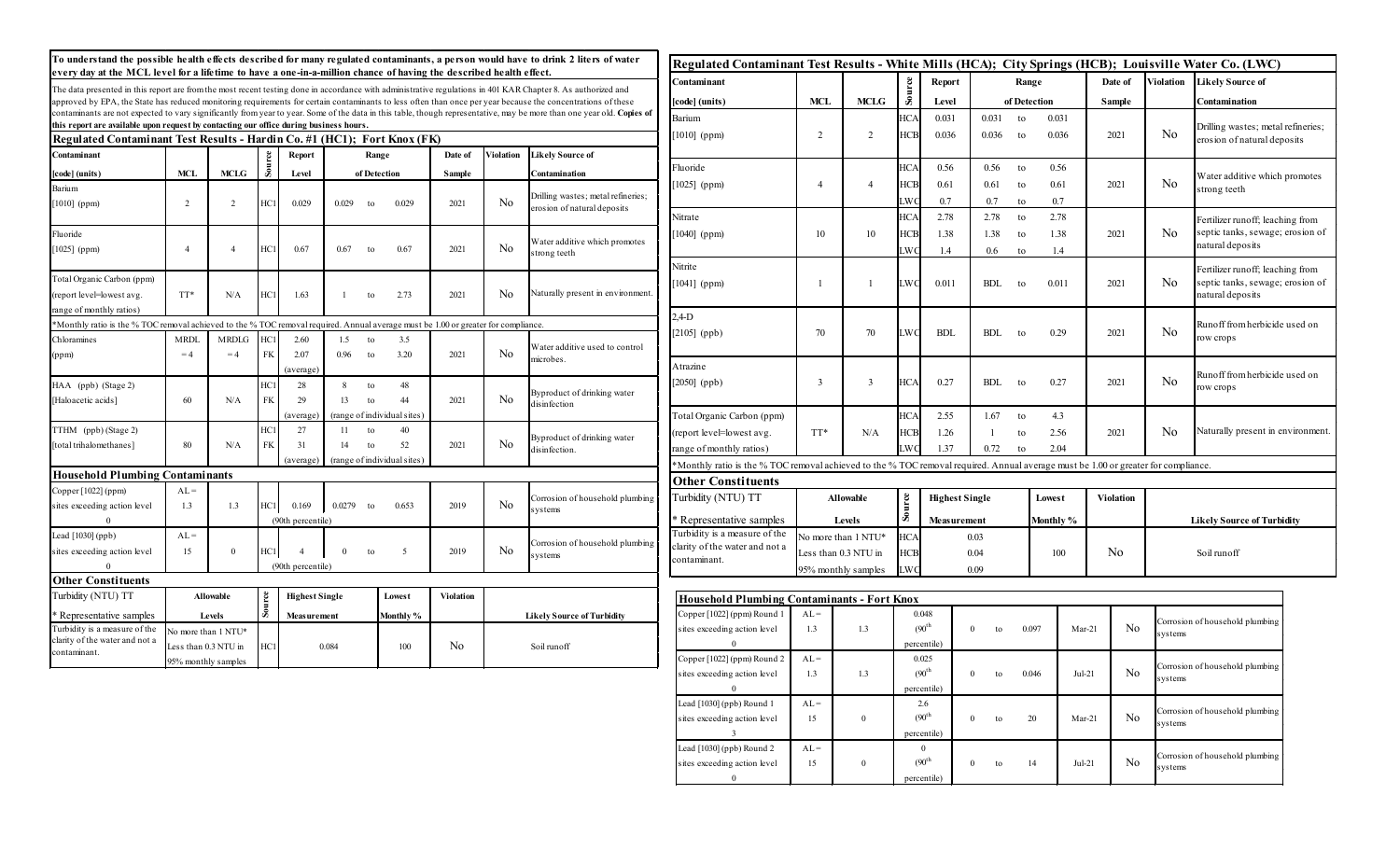**To understand the possible health effects described for many regulated contaminants, a person would have to drink 2 liters of water every day at the MCL level for a lifetime to have a one-in-a-million chance of having the described health effect.**

The data presented in this report are from the most recent testing done in accordance with administrative regulations in 401 KAR Chapter 8. As authorized and approved by EPA, the State has reduced monitoring requirements for certain contaminants to less often than once per year because the concentrations of these contaminants are not expected to vary significantly from year to year. Some of the data in this table, though representative, may be more than one year old. **Copies of this report are available upon request by contacting our office during business hours.**

## Regulated Contaminant Test Results - Hardin Co. #1 (HC1); Fort Knox (FK)

| Contaminant [code] (units) | MCL | MCLG | Source | Report Level | Range of Detection | Date of Sample | Violation | Likely Source of Contamination |
|---|---|---|---|---|---|---|---|---|
| Barium [1010] (ppm) | 2 | 2 | HC1 | 0.029 | 0.029 to 0.029 | 2021 | No | Drilling wastes; metal refineries; erosion of natural deposits |
| Fluoride [1025] (ppm) | 4 | 4 | HC1 | 0.67 | 0.67 to 0.67 | 2021 | No | Water additive which promotes strong teeth |
| Total Organic Carbon (ppm) (report level=lowest avg. range of monthly ratios) | TT* | N/A | HC1 | 1.63 | 1 to 2.73 | 2021 | No | Naturally present in environment. |

*Monthly ratio is the % TOC removal achieved to the % TOC removal required. Annual average must be 1.00 or greater for compliance.

| Contaminant [code] (units) | MCL | MCLG | Source | Report Level | Range of Detection | Date of Sample | Violation | Likely Source of Contamination |
|---|---|---|---|---|---|---|---|---|
| Chloramines (ppm) | MRDL = 4 | MRDLG = 4 | HC1 | 2.60 | 1.5 to 3.5 | 2021 | No | Water additive used to control microbes. |
| | | | FK | 2.07 (average) | 0.96 to 3.20 | | | |
| HAA (ppb) (Stage 2) [Haloacetic acids] | 60 | N/A | HC1 | 28 | 8 to 48 | 2021 | No | Byproduct of drinking water disinfection |
| | | | FK | 29 (average) | 13 to 44 (range of individual sites) | | | |
| TTHM (ppb) (Stage 2) [total trihalomethanes] | 80 | N/A | HC1 | 27 | 11 to 40 | 2021 | No | Byproduct of drinking water disinfection. |
| | | | FK | 31 (average) | 14 to 52 (range of individual sites) | | | |

### Household Plumbing Contaminants

| Contaminant | MCL | MCLG | Source | Report Level | Range of Detection | Date of Sample | Violation | Likely Source of Contamination |
|---|---|---|---|---|---|---|---|---|
| Copper [1022] (ppm) sites exceeding action level 0 | AL = 1.3 | 1.3 | HC1 | 0.169 (90th percentile) | 0.0279 to 0.653 | 2019 | No | Corrosion of household plumbing systems |
| Lead [1030] (ppb) sites exceeding action level 0 | AL = 15 | 0 | HC1 | 4 (90th percentile) | 0 to 5 | 2019 | No | Corrosion of household plumbing systems |

### Other Constituents

| Turbidity (NTU) TT * Representative samples | Allowable Levels | Source | Highest Single Measurement | Lowest Monthly % | Violation | Likely Source of Turbidity |
|---|---|---|---|---|---|---|
| Turbidity is a measure of the clarity of the water and not a contaminant. | No more than 1 NTU* Less than 0.3 NTU in 95% monthly samples | HC1 | 0.084 | 100 | No | Soil runoff |

## Regulated Contaminant Test Results - White Mills (HCA); City Springs (HCB); Louisville Water Co. (LWC)

| Contaminant [code] (units) | MCL | MCLG | Source | Report Level | Range of Detection | Date of Sample | Violation | Likely Source of Contamination |
|---|---|---|---|---|---|---|---|---|
| Barium [1010] (ppm) | 2 | 2 | HCA | 0.031 | 0.031 to 0.031 | 2021 | No | Drilling wastes; metal refineries; erosion of natural deposits |
| | | | HCB | 0.036 | 0.036 to 0.036 | | | |
| Fluoride [1025] (ppm) | 4 | 4 | HCA | 0.56 | 0.56 to 0.56 | 2021 | No | Water additive which promotes strong teeth |
| | | | HCB | 0.61 | 0.61 to 0.61 | | | |
| | | | LWC | 0.7 | 0.7 to 0.7 | | | |
| Nitrate [1040] (ppm) | 10 | 10 | HCA | 2.78 | 2.78 to 2.78 | 2021 | No | Fertilizer runoff; leaching from septic tanks, sewage; erosion of natural deposits |
| | | | HCB | 1.38 | 1.38 to 1.38 | | | |
| | | | LWC | 1.4 | 0.6 to 1.4 | | | |
| Nitrite [1041] (ppm) | 1 | 1 | LWC | 0.011 | BDL to 0.011 | 2021 | No | Fertilizer runoff; leaching from septic tanks, sewage; erosion of natural deposits |
| 2,4-D [2105] (ppb) | 70 | 70 | LWC | BDL | BDL to 0.29 | 2021 | No | Runoff from herbicide used on row crops |
| Atrazine [2050] (ppb) | 3 | 3 | HCA | 0.27 | BDL to 0.27 | 2021 | No | Runoff from herbicide used on row crops |
| Total Organic Carbon (ppm) (report level=lowest avg. range of monthly ratios) | TT* | N/A | HCA | 2.55 | 1.67 to 4.3 | 2021 | No | Naturally present in environment. |
| | | | HCB | 1.26 | 1 to 2.56 | | | |
| | | | LWC | 1.37 | 0.72 to 2.04 | | | |

*Monthly ratio is the % TOC removal achieved to the % TOC removal required. Annual average must be 1.00 or greater for compliance.

### Other Constituents

| Turbidity (NTU) TT * Representative samples | Allowable Levels | Source | Highest Single Measurement | Lowest Monthly % | Violation | Likely Source of Turbidity |
|---|---|---|---|---|---|---|
| Turbidity is a measure of the clarity of the water and not a contaminant. | No more than 1 NTU* Less than 0.3 NTU in 95% monthly samples | HCA | 0.03 | 100 | No | Soil runoff |
| | | HCB | 0.04 | | | |
| | | LWC | 0.09 | | | |

### Household Plumbing Contaminants - Fort Knox

| Contaminant | MCL | MCLG | Report Level | Range of Detection | Date of Sample | Violation | Likely Source of Contamination |
|---|---|---|---|---|---|---|---|
| Copper [1022] (ppm) Round 1 sites exceeding action level 0 | AL = 1.3 | 1.3 | 0.048 (90th percentile) | 0 to 0.097 | Mar-21 | No | Corrosion of household plumbing systems |
| Copper [1022] (ppm) Round 2 sites exceeding action level 0 | AL = 1.3 | 1.3 | 0.025 (90th percentile) | 0 to 0.046 | Jul-21 | No | Corrosion of household plumbing systems |
| Lead [1030] (ppb) Round 1 sites exceeding action level 3 | AL = 15 | 0 | 2.6 (90th percentile) | 0 to 20 | Mar-21 | No | Corrosion of household plumbing systems |
| Lead [1030] (ppb) Round 2 sites exceeding action level 0 | AL = 15 | 0 | 0 (90th percentile) | 0 to 14 | Jul-21 | No | Corrosion of household plumbing systems |